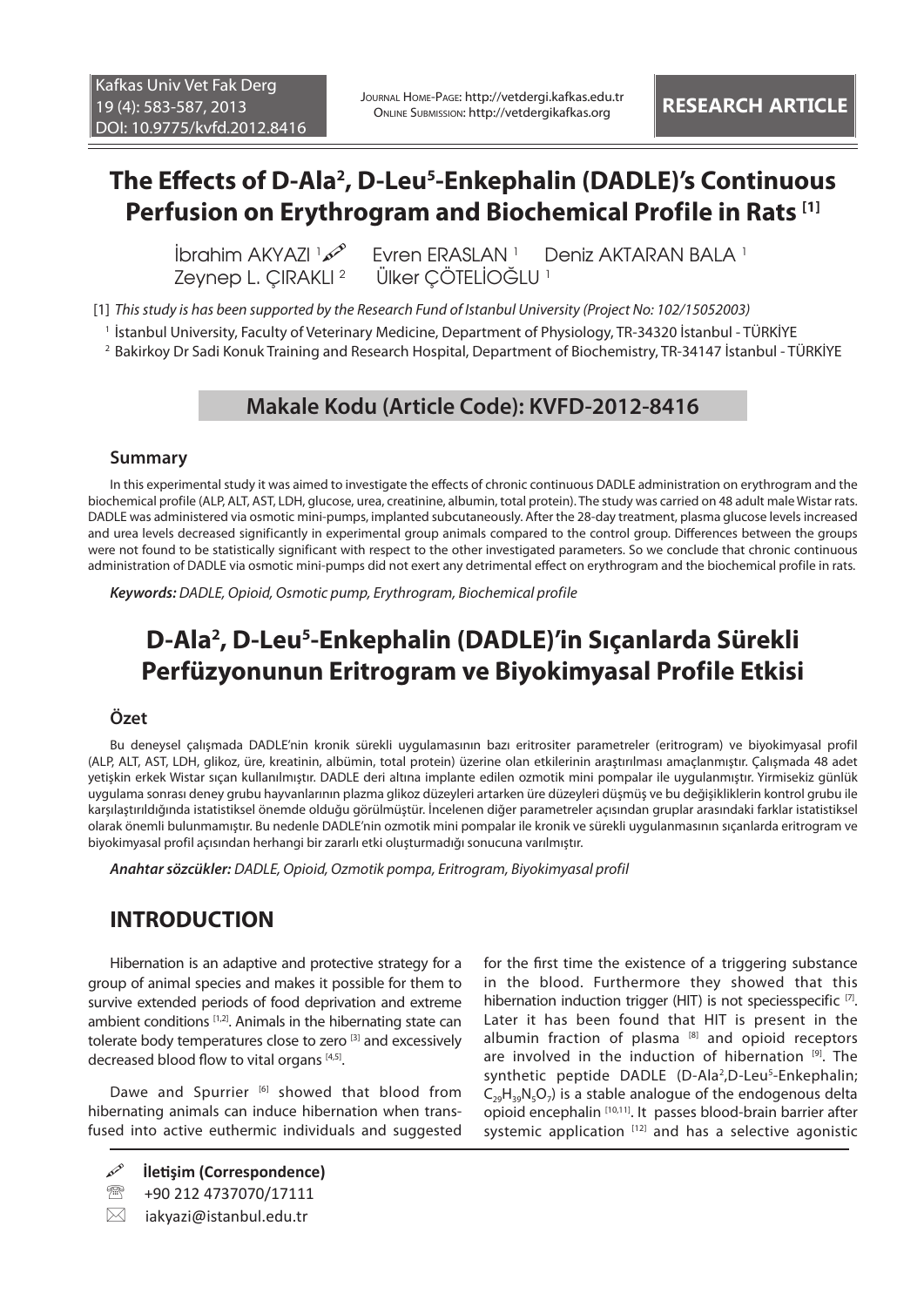RESEARCH ARTICLE

# The Effects of D-Ala[2], D-Leu[5]-Enkephalin (DADLE)'s Continuous Perfusion on Erythrogram and Biochemical Profile in Rats [1]

İbrahim AKYAZI [1] Evren ERASLAN [1] Deniz AKTARAN BALA [1]
Zeynep L. ÇIRAKLI [2] Ülker ÇÖTELİOĞLU [1]

[1] *This study is has been supported by the Research Fund of Istanbul University (Project No: 102/15052003)*

[1] İstanbul University, Faculty of Veterinary Medicine, Department of Physiology, TR-34320 İstanbul - TÜRKİYE

[2] Bakirkoy Dr Sadi Konuk Training and Research Hospital, Department of Biochemistry, TR-34147 İstanbul - TÜRKİYE

**Makale Kodu (Article Code): KVFD-2012-8416**

### Summary

In this experimental study it was aimed to investigate the effects of chronic continuous DADLE administration on erythrogram and the biochemical profile (ALP, ALT, AST, LDH, glucose, urea, creatinine, albumin, total protein). The study was carried on 48 adult male Wistar rats. DADLE was administered via osmotic mini-pumps, implanted subcutaneously. After the 28-day treatment, plasma glucose levels increased and urea levels decreased significantly in experimental group animals compared to the control group. Differences between the groups were not found to be statistically significant with respect to the other investigated parameters. So we conclude that chronic continuous administration of DADLE via osmotic mini-pumps did not exert any detrimental effect on erythrogram and the biochemical profile in rats.

***Keywords:*** *DADLE, Opioid, Osmotic pump, Erythrogram, Biochemical profile*

# D-Ala[2], D-Leu[5]-Enkephalin (DADLE)'in Sıçanlarda Sürekli Perfüzyonunun Eritrogram ve Biyokimyasal Profile Etkisi

### Özet

Bu deneysel çalışmada DADLE'nin kronik sürekli uygulamasının bazı eritrositer parametreler (eritrogram) ve biyokimyasal profil (ALP, ALT, AST, LDH, glikoz, üre, kreatinin, albümin, total protein) üzerine olan etkilerinin araştırılması amaçlanmıştır. Çalışmada 48 adet yetişkin erkek Wistar sıçan kullanılmıştır. DADLE deri altına implante edilen ozmotik mini pompalar ile uygulanmıştır. Yirmisekiz günlük uygulama sonrası deney grubu hayvanlarının plazma glikoz düzeyleri artarken üre düzeyleri düşmüş ve bu değişikliklerin kontrol grubu ile karşılaştırıldığında istatistiksel önemde olduğu görülmüştür. İncelenen diğer parametreler açısından gruplar arasındaki farklar istatistiksel olarak önemli bulunmamıştır. Bu nedenle DADLE'nin ozmotik mini pompalar ile kronik ve sürekli uygulanmasının sıçanlarda eritrogram ve biyokimyasal profil açısından herhangi bir zararlı etki oluşturmadığı sonucuna varılmıştır.

***Anahtar sözcükler:*** *DADLE, Opioid, Ozmotik pompa, Eritrogram, Biyokimyasal profil*

## INTRODUCTION

Hibernation is an adaptive and protective strategy for a group of animal species and makes it possible for them to survive extended periods of food deprivation and extreme ambient conditions [1,2]. Animals in the hibernating state can tolerate body temperatures close to zero [3] and excessively decreased blood flow to vital organs [4,5].

Dawe and Spurrier [6] showed that blood from hibernating animals can induce hibernation when transfused into active euthermic individuals and suggested for the first time the existence of a triggering substance in the blood. Furthermore they showed that this hibernation induction trigger (HIT) is not speciesspecific [7]. Later it has been found that HIT is present in the albumin fraction of plasma [8] and opioid receptors are involved in the induction of hibernation [9]. The synthetic peptide DADLE (D-Ala[2],D-Leu[5]-Enkephalin; $C_{29}H_{39}N_5O_7$) is a stable analogue of the endogenous delta opioid encephalin [10,11]. It passes blood-brain barrier after systemic application [12] and has a selective agonistic

**İletişim (Correspondence)**

+90 212 4737070/17111

iakyazi@istanbul.edu.tr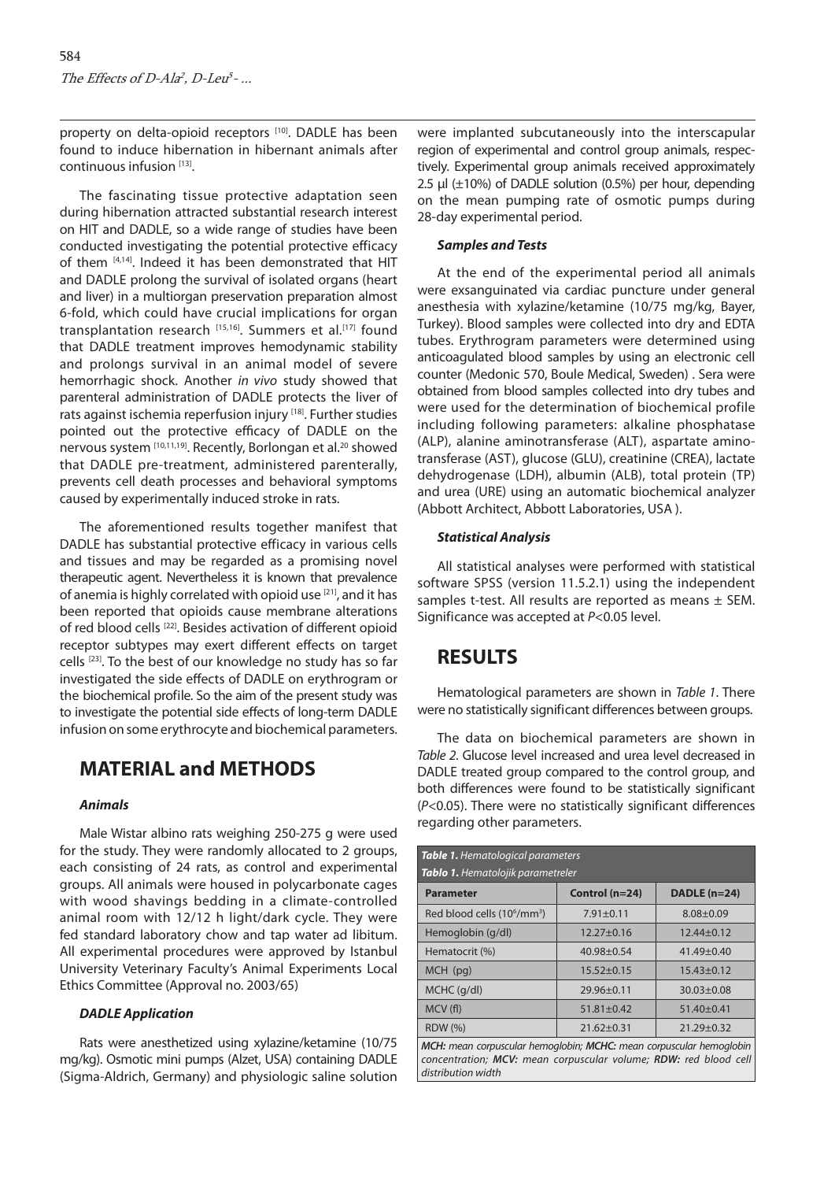property on delta-opioid receptors [10]. DADLE has been found to induce hibernation in hibernant animals after continuous infusion [13].

The fascinating tissue protective adaptation seen during hibernation attracted substantial research interest on HIT and DADLE, so a wide range of studies have been conducted investigating the potential protective efficacy of them [4,14]. Indeed it has been demonstrated that HIT and DADLE prolong the survival of isolated organs (heart and liver) in a multiorgan preservation preparation almost 6-fold, which could have crucial implications for organ transplantation research [15,16]. Summers et al.[17] found that DADLE treatment improves hemodynamic stability and prolongs survival in an animal model of severe hemorrhagic shock. Another *in vivo* study showed that parenteral administration of DADLE protects the liver of rats against ischemia reperfusion injury [18]. Further studies pointed out the protective efficacy of DADLE on the nervous system [10,11,19]. Recently, Borlongan et al.[20] showed that DADLE pre-treatment, administered parenterally, prevents cell death processes and behavioral symptoms caused by experimentally induced stroke in rats.

The aforementioned results together manifest that DADLE has substantial protective efficacy in various cells and tissues and may be regarded as a promising novel therapeutic agent. Nevertheless it is known that prevalence of anemia is highly correlated with opioid use [21], and it has been reported that opioids cause membrane alterations of red blood cells [22]. Besides activation of different opioid receptor subtypes may exert different effects on target cells [23]. To the best of our knowledge no study has so far investigated the side effects of DADLE on erythrogram or the biochemical profile. So the aim of the present study was to investigate the potential side effects of long-term DADLE infusion on some erythrocyte and biochemical parameters.

# MATERIAL and METHODS

### *Animals*

Male Wistar albino rats weighing 250-275 g were used for the study. They were randomly allocated to 2 groups, each consisting of 24 rats, as control and experimental groups. All animals were housed in polycarbonate cages with wood shavings bedding in a climate-controlled animal room with 12/12 h light/dark cycle. They were fed standard laboratory chow and tap water ad libitum. All experimental procedures were approved by Istanbul University Veterinary Faculty's Animal Experiments Local Ethics Committee (Approval no. 2003/65)

### *DADLE Application*

Rats were anesthetized using xylazine/ketamine (10/75 mg/kg). Osmotic mini pumps (Alzet, USA) containing DADLE (Sigma-Aldrich, Germany) and physiologic saline solution were implanted subcutaneously into the interscapular region of experimental and control group animals, respectively. Experimental group animals received approximately 2.5 µl (±10%) of DADLE solution (0.5%) per hour, depending on the mean pumping rate of osmotic pumps during 28-day experimental period.

### *Samples and Tests*

At the end of the experimental period all animals were exsanguinated via cardiac puncture under general anesthesia with xylazine/ketamine (10/75 mg/kg, Bayer, Turkey). Blood samples were collected into dry and EDTA tubes. Erythrogram parameters were determined using anticoagulated blood samples by using an electronic cell counter (Medonic 570, Boule Medical, Sweden) . Sera were obtained from blood samples collected into dry tubes and were used for the determination of biochemical profile including following parameters: alkaline phosphatase (ALP), alanine aminotransferase (ALT), aspartate aminotransferase (AST), glucose (GLU), creatinine (CREA), lactate dehydrogenase (LDH), albumin (ALB), total protein (TP) and urea (URE) using an automatic biochemical analyzer (Abbott Architect, Abbott Laboratories, USA ).

### *Statistical Analysis*

All statistical analyses were performed with statistical software SPSS (version 11.5.2.1) using the independent samples t-test. All results are reported as means ± SEM. Significance was accepted at $P<0.05$ level.

# RESULTS

Hematological parameters are shown in *Table 1*. There were no statistically significant differences between groups.

The data on biochemical parameters are shown in *Table 2*. Glucose level increased and urea level decreased in DADLE treated group compared to the control group, and both differences were found to be statistically significant ($P<0.05$). There were no statistically significant differences regarding other parameters.

***Table 1.** Hematological parameters*
***Tablo 1.** Hematolojik parametreler*

| Parameter | Control (n=24) | DADLE (n=24) |
|---|---|---|
| Red blood cells ($10^6$/mm$^3$) | 7.91±0.11 | 8.08±0.09 |
| Hemoglobin (g/dl) | 12.27±0.16 | 12.44±0.12 |
| Hematocrit (%) | 40.98±0.54 | 41.49±0.40 |
| MCH (pg) | 15.52±0.15 | 15.43±0.12 |
| MCHC (g/dl) | 29.96±0.11 | 30.03±0.08 |
| MCV (fl) | 51.81±0.42 | 51.40±0.41 |
| RDW (%) | 21.62±0.31 | 21.29±0.32 |

***MCH:** mean corpuscular hemoglobin; **MCHC:** mean corpuscular hemoglobin concentration; **MCV:** mean corpuscular volume; **RDW:** red blood cell distribution width*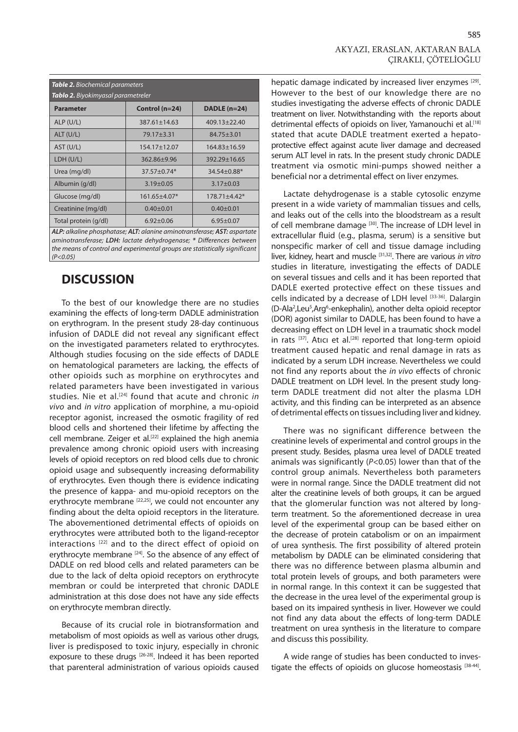**Table 2.** *Biochemical parameters*
**Tablo 2.** *Biyokimyasal parametreler*

| Parameter | Control (n=24) | DADLE (n=24) |
|---|---|---|
| ALP (U/L) | 387.61±14.63 | 409.13±22.40 |
| ALT (U/L) | 79.17±3.31 | 84.75±3.01 |
| AST (U/L) | 154.17±12.07 | 164.83±16.59 |
| LDH (U/L) | 362.86±9.96 | 392.29±16.65 |
| Urea (mg/dl) | 37.57±0.74* | 34.54±0.88* |
| Albumin (g/dl) | 3.19±0.05 | 3.17±0.03 |
| Glucose (mg/dl) | 161.65±4.07* | 178.71±4.42* |
| Creatinine (mg/dl) | 0.40±0.01 | 0.40±0.01 |
| Total protein (g/dl) | 6.92±0.06 | 6.95±0.07 |

***ALP:*** *alkaline phosphatase;* ***ALT:*** *alanine aminotransferase;* ***AST:*** *aspartate aminotransferase;* ***LDH:*** *lactate dehydrogenase; \* Differences between the means of control and experimental groups are statistically significant ($P<0.05$)*

## DISCUSSION

To the best of our knowledge there are no studies examining the effects of long-term DADLE administration on erythrogram. In the present study 28-day continuous infusion of DADLE did not reveal any significant effect on the investigated parameters related to erythrocytes. Although studies focusing on the side effects of DADLE on hematological parameters are lacking, the effects of other opioids such as morphine on erythrocytes and related parameters have been investigated in various studies. Nie et al.[24] found that acute and chronic *in vivo* and *in vitro* application of morphine, a mu-opioid receptor agonist, increased the osmotic fragility of red blood cells and shortened their lifetime by affecting the cell membrane. Zeiger et al.[22] explained the high anemia prevalence among chronic opioid users with increasing levels of opioid receptors on red blood cells due to chronic opioid usage and subsequently increasing deformability of erythrocytes. Even though there is evidence indicating the presence of kappa- and mu-opioid receptors on the erythrocyte membrane [22,25], we could not encounter any finding about the delta opioid receptors in the literature. The abovementioned detrimental effects of opioids on erythrocytes were attributed both to the ligand-receptor interactions [22] and to the direct effect of opioid on erythrocyte membrane [24]. So the absence of any effect of DADLE on red blood cells and related parameters can be due to the lack of delta opioid receptors on erythrocyte membran or could be interpreted that chronic DADLE administration at this dose does not have any side effects on erythrocyte membran directly.

Because of its crucial role in biotransformation and metabolism of most opioids as well as various other drugs, liver is predisposed to toxic injury, especially in chronic exposure to these drugs [26-28]. Indeed it has been reported that parenteral administration of various opioids caused hepatic damage indicated by increased liver enzymes [29]. However to the best of our knowledge there are no studies investigating the adverse effects of chronic DADLE treatment on liver. Notwithstanding with the reports about detrimental effects of opioids on liver, Yamanouchi et al.[18] stated that acute DADLE treatment exerted a hepatoprotective effect against acute liver damage and decreased serum ALT level in rats. In the present study chronic DADLE treatment via osmotic mini-pumps showed neither a beneficial nor a detrimental effect on liver enzymes.

Lactate dehydrogenase is a stable cytosolic enzyme present in a wide variety of mammalian tissues and cells, and leaks out of the cells into the bloodstream as a result of cell membrane damage [30]. The increase of LDH level in extracellular fluid (e.g., plasma, serum) is a sensitive but nonspecific marker of cell and tissue damage including liver, kidney, heart and muscle [31,32]. There are various *in vitro* studies in literature, investigating the effects of DADLE on several tissues and cells and it has been reported that DADLE exerted protective effect on these tissues and cells indicated by a decrease of LDH level [33-36]. Dalargin (D-Ala$^2$,Leu$^5$,Arg$^6$-enkephalin), another delta opioid receptor (DOR) agonist similar to DADLE, has been found to have a decreasing effect on LDH level in a traumatic shock model in rats [37]. Atıcı et al.[28] reported that long-term opioid treatment caused hepatic and renal damage in rats as indicated by a serum LDH increase. Nevertheless we could not find any reports about the *in vivo* effects of chronic DADLE treatment on LDH level. In the present study long-term DADLE treatment did not alter the plasma LDH activity, and this finding can be interpreted as an absence of detrimental effects on tissues including liver and kidney.

There was no significant difference between the creatinine levels of experimental and control groups in the present study. Besides, plasma urea level of DADLE treated animals was significantly ($P<0.05$) lower than that of the control group animals. Nevertheless both parameters were in normal range. Since the DADLE treatment did not alter the creatinine levels of both groups, it can be argued that the glomerular function was not altered by long-term treatment. So the aforementioned decrease in urea level of the experimental group can be based either on the decrease of protein catabolism or on an impairment of urea synthesis. The first possibility of altered protein metabolism by DADLE can be eliminated considering that there was no difference between plasma albumin and total protein levels of groups, and both parameters were in normal range. In this context it can be suggested that the decrease in the urea level of the experimental group is based on its impaired synthesis in liver. However we could not find any data about the effects of long-term DADLE treatment on urea synthesis in the literature to compare and discuss this possibility.

A wide range of studies has been conducted to investigate the effects of opioids on glucose homeostasis [38-44].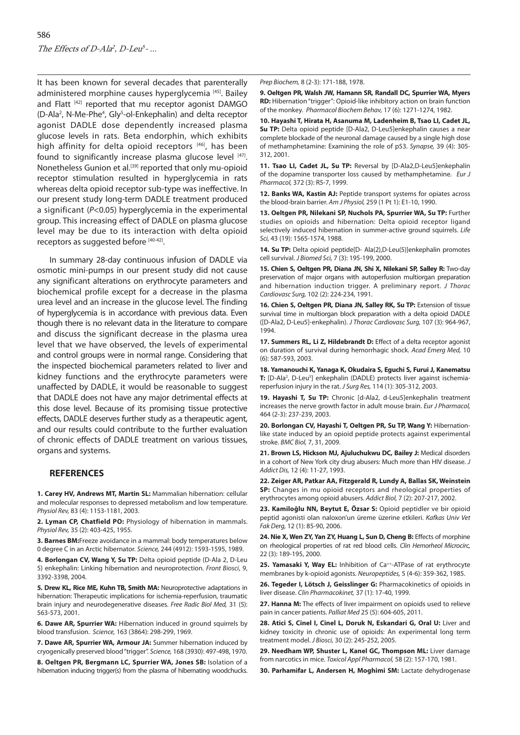It has been known for several decades that parenterally administered morphine causes hyperglycemia [45]. Bailey and Flatt [42] reported that mu receptor agonist DAMGO (D-Ala$^2$, N-Me-Phe$^4$, Gly$^5$-ol-Enkephalin) and delta receptor agonist DADLE dose dependently increased plasma glucose levels in rats. Beta endorphin, which exhibits high affinity for delta opioid receptors [46], has been found to significantly increase plasma glucose level [47]. Nonetheless Gunion et al.[39] reported that only mu-opioid receptor stimulation resulted in hyperglycemia in rats whereas delta opioid receptor sub-type was ineffective. In our present study long-term DADLE treatment produced a significant ($P<0.05$) hyperglycemia in the experimental group. This increasing effect of DADLE on plasma glucose level may be due to its interaction with delta opioid receptors as suggested before [40-42].

In summary 28-day continuous infusion of DADLE via osmotic mini-pumps in our present study did not cause any significant alterations on erythrocyte parameters and biochemical profile except for a decrease in the plasma urea level and an increase in the glucose level. The finding of hyperglycemia is in accordance with previous data. Even though there is no relevant data in the literature to compare and discuss the significant decrease in the plasma urea level that we have observed, the levels of experimental and control groups were in normal range. Considering that the inspected biochemical parameters related to liver and kidney functions and the erythrocyte parameters were unaffected by DADLE, it would be reasonable to suggest that DADLE does not have any major detrimental effects at this dose level. Because of its promising tissue protective effects, DADLE deserves further study as a therapeutic agent, and our results could contribute to the further evaluation of chronic effects of DADLE treatment on various tissues, organs and systems.

## REFERENCES

**1. Carey HV, Andrews MT, Martin SL:** Mammalian hibernation: cellular and molecular responses to depressed metabolism and low temperature. *Physiol Rev,* 83 (4): 1153-1181, 2003.

**2. Lyman CP, Chatfield PO:** Physiology of hibernation in mammals. *Physiol Rev,* 35 (2): 403-425, 1955.

**3. Barnes BM:** Freeze avoidance in a mammal: body temperatures below 0 degree C in an Arctic hibernator. *Science,* 244 (4912): 1593-1595, 1989.

**4. Borlongan CV, Wang Y, Su TP:** Delta opioid peptide (D-Ala 2, D-Leu 5) enkephalin: Linking hibernation and neuroprotection. *Front Biosci*, 9, 3392-3398, 2004.

**5. Drew KL, Rice ME, Kuhn TB, Smith MA:** Neuroprotective adaptations in hibernation: Therapeutic implications for ischemia-reperfusion, traumatic brain injury and neurodegenerative diseases. *Free Radic Biol Med,* 31 (5): 563-573, 2001.

**6. Dawe AR, Spurrier WA:** Hibernation induced in ground squirrels by blood transfusion. *Science,* 163 (3864): 298-299, 1969.

**7. Dawe AR, Spurrier WA, Armour JA:** Summer hibernation induced by cryogenically preserved blood "trigger". *Science,* 168 (3930): 497-498, 1970.

**8. Oeltgen PR, Bergmann LC, Spurrier WA, Jones SB:** Isolation of a hibernation inducing trigger(s) from the plasma of hibernating woodchucks. *Prep Biochem,* 8 (2-3): 171-188, 1978.

**9. Oeltgen PR, Walsh JW, Hamann SR, Randall DC, Spurrier WA, Myers RD:** Hibernation "trigger": Opioid-like inhibitory action on brain function of the monkey. *Pharmacol Biochem Behav,* 17 (6): 1271-1274, 1982.

**10. Hayashi T, Hirata H, Asanuma M, Ladenheim B, Tsao LI, Cadet JL, Su TP:** Delta opioid peptide [D-Ala2, D-Leu5]enkephalin causes a near complete blockade of the neuronal damage caused by a single high dose of methamphetamine: Examining the role of p53. *Synapse,* 39 (4): 305-312, 2001.

**11. Tsao LI, Cadet JL, Su TP:** Reversal by [D-Ala2,D-Leu5]enkephalin of the dopamine transporter loss caused by methamphetamine. *Eur J Pharmacol,* 372 (3): R5-7, 1999.

**12. Banks WA, Kastin AJ:** Peptide transport systems for opiates across the blood-brain barrier. *Am J Physiol,* 259 (1 Pt 1): E1-10, 1990.

**13. Oeltgen PR, Nilekani SP, Nuchols PA, Spurrier WA, Su TP:** Further studies on opioids and hibernation: Delta opioid receptor ligand selectively induced hibernation in summer-active ground squirrels. *Life Sci,* 43 (19): 1565-1574, 1988.

**14. Su TP:** Delta opioid peptide[D- Ala(2),D-Leu(5)]enkephalin promotes cell survival. *J Biomed Sci,* 7 (3): 195-199, 2000.

**15. Chien S, Oeltgen PR, Diana JN, Shi X, Nilekani SP, Salley R:** Two-day preservation of major organs with autoperfusion multiorgan preparation and hibernation induction trigger. A preliminary report. *J Thorac Cardiovasc Surg,* 102 (2): 224-234, 1991.

**16. Chien S, Oeltgen PR, Diana JN, Salley RK, Su TP:** Extension of tissue survival time in multiorgan block preparation with a delta opioid DADLE ([D-Ala2, D-Leu5]-enkephalin). *J Thorac Cardiovasc Surg,* 107 (3): 964-967, 1994.

**17. Summers RL, Li Z, Hildebrandt D:** Effect of a delta receptor agonist on duration of survival during hemorrhagic shock. *Acad Emerg Med,* 10 (6): 587-593, 2003.

**18. Yamanouchi K, Yanaga K, Okudaira S, Eguchi S, Furui J, Kanematsu T:** [D-Ala$^2$, D-Leu$^5$] enkephalin (DADLE) protects liver against ischemia-reperfusion injury in the rat. *J Surg Res,* 114 (1): 305-312, 2003.

**19. Hayashi T, Su TP:** Chronic [d-Ala2, d-Leu5]enkephalin treatment increases the nerve growth factor in adult mouse brain. *Eur J Pharmacol,* 464 (2-3): 237-239, 2003.

**20. Borlongan CV, Hayashi T, Oeltgen PR, Su TP, Wang Y:** Hibernation-like state induced by an opioid peptide protects against experimental stroke. *BMC Biol,* 7, 31, 2009.

**21. Brown LS, Hickson MJ, Ajuluchukwu DC, Bailey J:** Medical disorders in a cohort of New York city drug abusers: Much more than HIV disease. *J Addict Dis,* 12 (4): 11-27, 1993.

**22. Zeiger AR, Patkar AA, Fitzgerald R, Lundy A, Ballas SK, Weinstein SP:** Changes in mu opioid receptors and rheological properties of erythrocytes among opioid abusers. *Addict Biol,* 7 (2): 207-217, 2002.

**23. Kamiloğlu NN, Beytut E, Özsar S:** Opioid peptidler ve bir opioid peptid agonisti olan naloxon'un üreme üzerine etkileri. *Kafkas Univ Vet Fak Derg,* 12 (1): 85-90, 2006.

**24. Nie X, Wen ZY, Yan ZY, Huang L, Sun D, Cheng B:** Effects of morphine on rheological properties of rat red blood cells. *Clin Hemorheol Microcirc,* 22 (3): 189-195, 2000.

**25. Yamasaki Y, Way EL:** Inhibition of $Ca^{++}$-ATPase of rat erythrocyte membranes by k-opioid agonists. *Neuropeptides,* 5 (4-6): 359-362, 1985.

**26. Tegeder I, Lötsch J, Geisslinger G:** Pharmacokinetics of opioids in liver disease. *Clin Pharmacokinet,* 37 (1): 17-40, 1999.

**27. Hanna M:** The effects of liver impairment on opioids used to relieve pain in cancer patients. *Palliat Med* 25 (5): 604-605, 2011.

**28. Atici S, Cinel I, Cinel L, Doruk N, Eskandari G, Oral U:** Liver and kidney toxicity in chronic use of opioids: An experimental long term treatment model. *J Biosci,* 30 (2): 245-252, 2005.

**29. Needham WP, Shuster L, Kanel GC, Thompson ML:** Liver damage from narcotics in mice. *Toxicol Appl Pharmacol,* 58 (2): 157-170, 1981.

**30. Parhamifar L, Andersen H, Moghimi SM:** Lactate dehydrogenase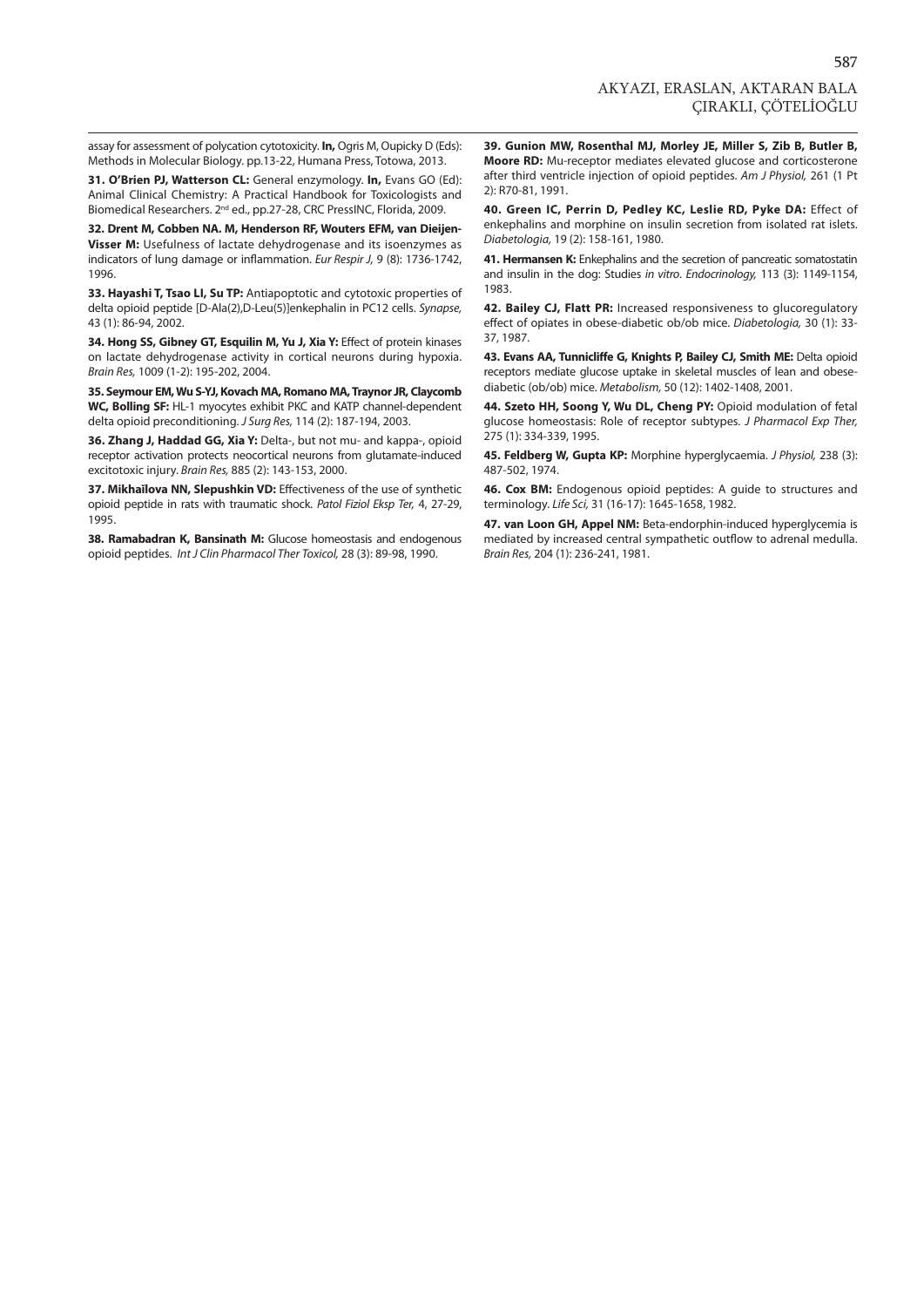assay for assessment of polycation cytotoxicity. **In,** Ogris M, Oupicky D (Eds): Methods in Molecular Biology. pp.13-22, Humana Press, Totowa, 2013.

**31. O'Brien PJ, Watterson CL:** General enzymology. **In,** Evans GO (Ed): Animal Clinical Chemistry: A Practical Handbook for Toxicologists and Biomedical Researchers. 2nd ed., pp.27-28, CRC PressINC, Florida, 2009.

**32. Drent M, Cobben NA. M, Henderson RF, Wouters EFM, van Dieijen-Visser M:** Usefulness of lactate dehydrogenase and its isoenzymes as indicators of lung damage or inflammation. *Eur Respir J,* 9 (8): 1736-1742, 1996.

**33. Hayashi T, Tsao LI, Su TP:** Antiapoptotic and cytotoxic properties of delta opioid peptide [D-Ala(2),D-Leu(5)]enkephalin in PC12 cells. *Synapse,* 43 (1): 86-94, 2002.

**34. Hong SS, Gibney GT, Esquilin M, Yu J, Xia Y:** Effect of protein kinases on lactate dehydrogenase activity in cortical neurons during hypoxia. *Brain Res,* 1009 (1-2): 195-202, 2004.

**35. Seymour EM, Wu S-YJ, Kovach MA, Romano MA, Traynor JR, Claycomb WC, Bolling SF:** HL-1 myocytes exhibit PKC and KATP channel-dependent delta opioid preconditioning. *J Surg Res,* 114 (2): 187-194, 2003.

**36. Zhang J, Haddad GG, Xia Y:** Delta-, but not mu- and kappa-, opioid receptor activation protects neocortical neurons from glutamate-induced excitotoxic injury. *Brain Res,* 885 (2): 143-153, 2000.

**37. Mikhaĭlova NN, Slepushkin VD:** Effectiveness of the use of synthetic opioid peptide in rats with traumatic shock. *Patol Fiziol Eksp Ter,* 4, 27-29, 1995.

**38. Ramabadran K, Bansinath M:** Glucose homeostasis and endogenous opioid peptides. *Int J Clin Pharmacol Ther Toxicol,* 28 (3): 89-98, 1990.

**39. Gunion MW, Rosenthal MJ, Morley JE, Miller S, Zib B, Butler B, Moore RD:** Mu-receptor mediates elevated glucose and corticosterone after third ventricle injection of opioid peptides. *Am J Physiol,* 261 (1 Pt 2): R70-81, 1991.

**40. Green IC, Perrin D, Pedley KC, Leslie RD, Pyke DA:** Effect of enkephalins and morphine on insulin secretion from isolated rat islets. *Diabetologia,* 19 (2): 158-161, 1980.

**41. Hermansen K:** Enkephalins and the secretion of pancreatic somatostatin and insulin in the dog: Studies *in vitro*. *Endocrinology,* 113 (3): 1149-1154, 1983.

**42. Bailey CJ, Flatt PR:** Increased responsiveness to glucoregulatory effect of opiates in obese-diabetic ob/ob mice. *Diabetologia,* 30 (1): 33-37, 1987.

**43. Evans AA, Tunnicliffe G, Knights P, Bailey CJ, Smith ME:** Delta opioid receptors mediate glucose uptake in skeletal muscles of lean and obese-diabetic (ob/ob) mice. *Metabolism,* 50 (12): 1402-1408, 2001.

**44. Szeto HH, Soong Y, Wu DL, Cheng PY:** Opioid modulation of fetal glucose homeostasis: Role of receptor subtypes. *J Pharmacol Exp Ther,* 275 (1): 334-339, 1995.

**45. Feldberg W, Gupta KP:** Morphine hyperglycaemia. *J Physiol,* 238 (3): 487-502, 1974.

**46. Cox BM:** Endogenous opioid peptides: A guide to structures and terminology. *Life Sci,* 31 (16-17): 1645-1658, 1982.

**47. van Loon GH, Appel NM:** Beta-endorphin-induced hyperglycemia is mediated by increased central sympathetic outflow to adrenal medulla. *Brain Res,* 204 (1): 236-241, 1981.